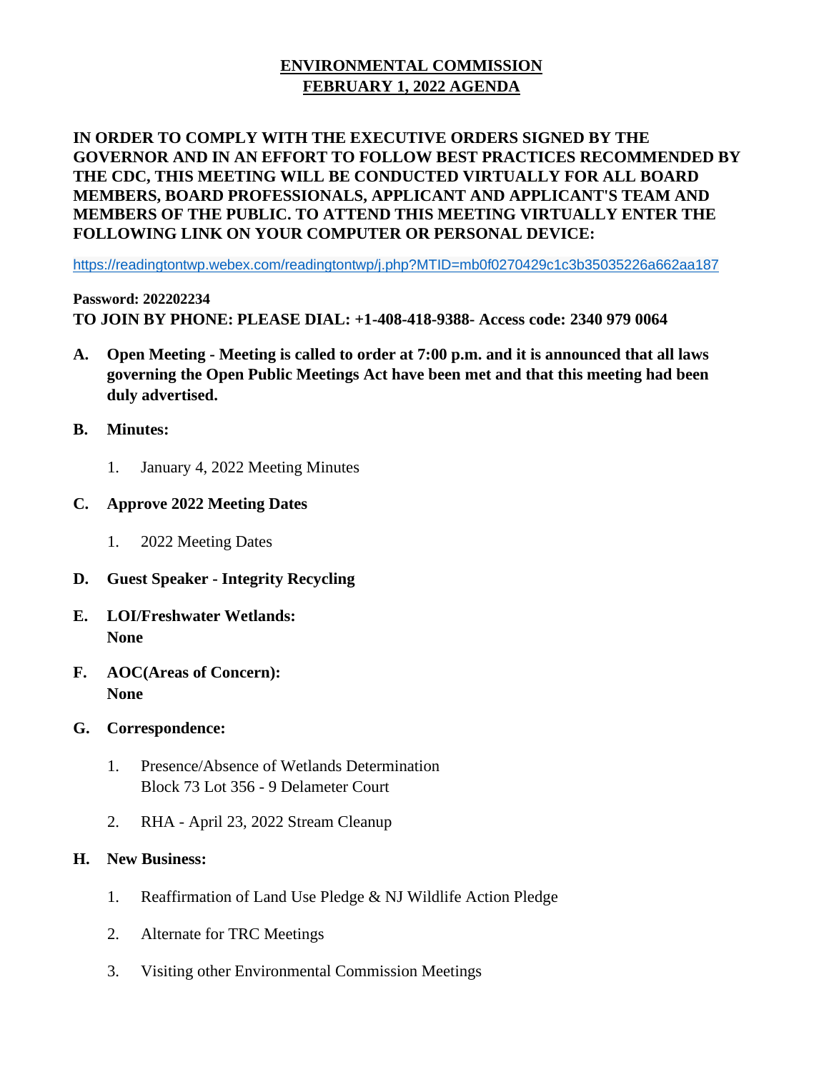# ENVIRONMENTAL COMMISSION
# FEBRUARY 1, 2022 AGENDA

**IN ORDER TO COMPLY WITH THE EXECUTIVE ORDERS SIGNED BY THE GOVERNOR AND IN AN EFFORT TO FOLLOW BEST PRACTICES RECOMMENDED BY THE CDC, THIS MEETING WILL BE CONDUCTED VIRTUALLY FOR ALL BOARD MEMBERS, BOARD PROFESSIONALS, APPLICANT AND APPLICANT'S TEAM AND MEMBERS OF THE PUBLIC. TO ATTEND THIS MEETING VIRTUALLY ENTER THE FOLLOWING LINK ON YOUR COMPUTER OR PERSONAL DEVICE:**

https://readingtontwp.webex.com/readingtontwp/j.php?MTID=mb0f0270429c1c3b35035226a662aa187

**Password: 202202234**
**TO JOIN BY PHONE: PLEASE DIAL: +1-408-418-9388- Access code: 2340 979 0064**

**A. Open Meeting - Meeting is called to order at 7:00 p.m. and it is announced that all laws governing the Open Public Meetings Act have been met and that this meeting had been duly advertised.**

**B. Minutes:**

1. January 4, 2022 Meeting Minutes

**C. Approve 2022 Meeting Dates**

1. 2022 Meeting Dates

**D. Guest Speaker - Integrity Recycling**

**E. LOI/Freshwater Wetlands:**
**None**

**F. AOC(Areas of Concern):**
**None**

**G. Correspondence:**

1. Presence/Absence of Wetlands Determination
   Block 73 Lot 356 - 9 Delameter Court

2. RHA - April 23, 2022 Stream Cleanup

**H. New Business:**

1. Reaffirmation of Land Use Pledge & NJ Wildlife Action Pledge

2. Alternate for TRC Meetings

3. Visiting other Environmental Commission Meetings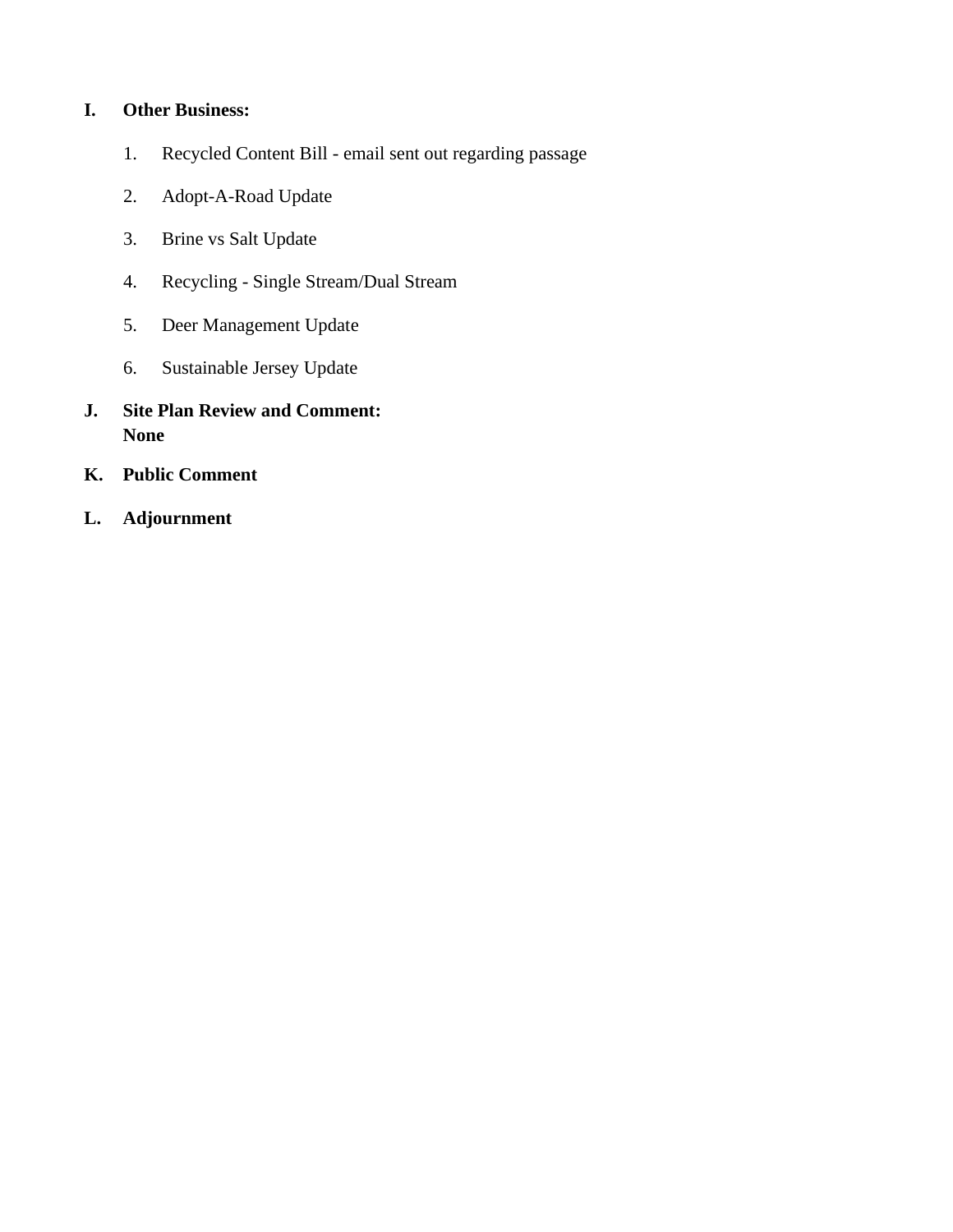**I. Other Business:**

1. Recycled Content Bill - email sent out regarding passage
2. Adopt-A-Road Update
3. Brine vs Salt Update
4. Recycling - Single Stream/Dual Stream
5. Deer Management Update
6. Sustainable Jersey Update

**J. Site Plan Review and Comment:**
**None**

**K. Public Comment**

**L. Adjournment**